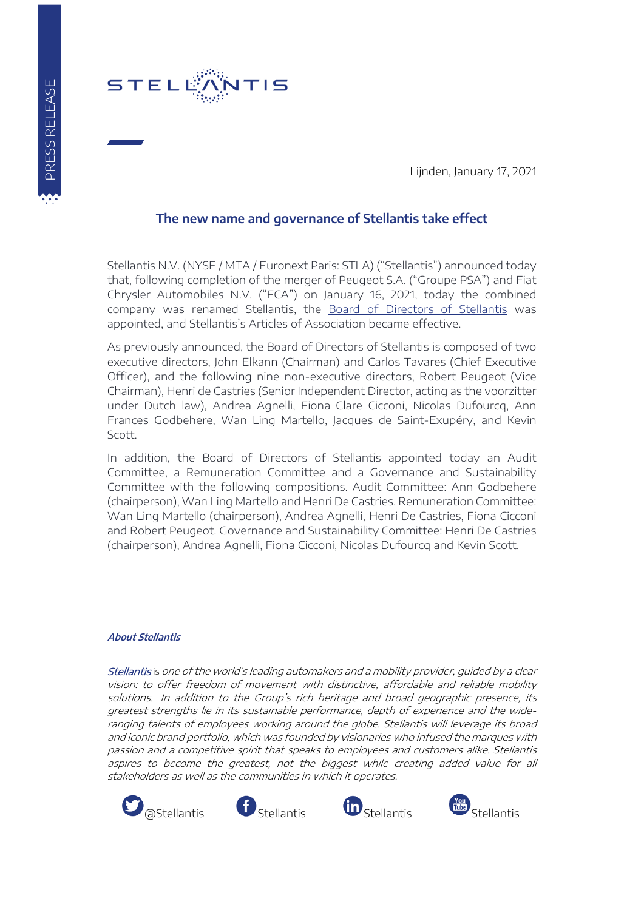Lijnden, January 17, 2021

## The new name and governance of Stellantis take effect

Stellantis N.V. (NYSE / MTA / Euronext Paris: STLA) ("Stellantis") announced today that, following completion of the merger of Peugeot S.A. ("Groupe PSA") and Fiat Chrysler Automobiles N.V. ("FCA") on January 16, 2021, today the combined company was renamed Stellantis, the Board of Directors of Stellantis was appointed, and Stellantis's Articles of Association became effective.

As previously announced, the Board of Directors of Stellantis is composed of two executive directors, John Elkann (Chairman) and Carlos Tavares (Chief Executive Officer), and the following nine non-executive directors, Robert Peugeot (Vice Chairman), Henri de Castries (Senior Independent Director, acting as the voorzitter under Dutch law), Andrea Agnelli, Fiona Clare Cicconi, Nicolas Dufourcq, Ann Frances Godbehere, Wan Ling Martello, Jacques de Saint-Exupéry, and Kevin Scott.

In addition, the Board of Directors of Stellantis appointed today an Audit Committee, a Remuneration Committee and a Governance and Sustainability Committee with the following compositions. Audit Committee: Ann Godbehere (chairperson), Wan Ling Martello and Henri De Castries. Remuneration Committee: Wan Ling Martello (chairperson), Andrea Agnelli, Henri De Castries, Fiona Cicconi and Robert Peugeot. Governance and Sustainability Committee: Henri De Castries (chairperson), Andrea Agnelli, Fiona Cicconi, Nicolas Dufourcq and Kevin Scott.

***About Stellantis***

*Stellantis* is *one of the world's leading automakers and a mobility provider, guided by a clear vision: to offer freedom of movement with distinctive, affordable and reliable mobility solutions. In addition to the Group's rich heritage and broad geographic presence, its greatest strengths lie in its sustainable performance, depth of experience and the wide-ranging talents of employees working around the globe. Stellantis will leverage its broad and iconic brand portfolio, which was founded by visionaries who infused the marques with passion and a competitive spirit that speaks to employees and customers alike. Stellantis aspires to become the greatest, not the biggest while creating added value for all stakeholders as well as the communities in which it operates.*

@Stellantis Stellantis Stellantis Stellantis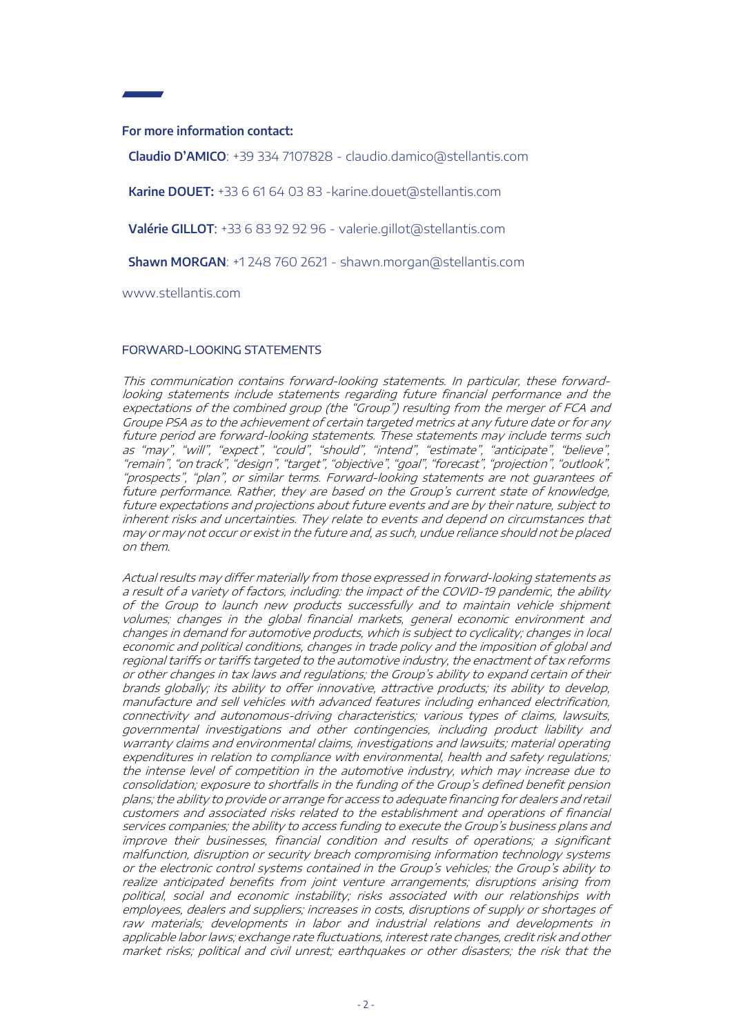**For more information contact:**

**Claudio D'AMICO**: +39 334 7107828 - claudio.damico@stellantis.com

**Karine DOUET:** +33 6 61 64 03 83 -karine.douet@stellantis.com

**Valérie GILLOT**: +33 6 83 92 92 96 - valerie.gillot@stellantis.com

**Shawn MORGAN**: +1 248 760 2621 - shawn.morgan@stellantis.com

www.stellantis.com

## FORWARD-LOOKING STATEMENTS

*This communication contains forward-looking statements. In particular, these forward-looking statements include statements regarding future financial performance and the expectations of the combined group (the "Group") resulting from the merger of FCA and Groupe PSA as to the achievement of certain targeted metrics at any future date or for any future period are forward-looking statements. These statements may include terms such as "may", "will", "expect", "could", "should", "intend", "estimate", "anticipate", "believe", "remain", "on track", "design", "target", "objective", "goal", "forecast", "projection", "outlook", "prospects", "plan", or similar terms. Forward-looking statements are not guarantees of future performance. Rather, they are based on the Group's current state of knowledge, future expectations and projections about future events and are by their nature, subject to inherent risks and uncertainties. They relate to events and depend on circumstances that may or may not occur or exist in the future and, as such, undue reliance should not be placed on them.*

*Actual results may differ materially from those expressed in forward-looking statements as a result of a variety of factors, including: the impact of the COVID-19 pandemic, the ability of the Group to launch new products successfully and to maintain vehicle shipment volumes; changes in the global financial markets, general economic environment and changes in demand for automotive products, which is subject to cyclicality; changes in local economic and political conditions, changes in trade policy and the imposition of global and regional tariffs or tariffs targeted to the automotive industry, the enactment of tax reforms or other changes in tax laws and regulations; the Group's ability to expand certain of their brands globally; its ability to offer innovative, attractive products; its ability to develop, manufacture and sell vehicles with advanced features including enhanced electrification, connectivity and autonomous-driving characteristics; various types of claims, lawsuits, governmental investigations and other contingencies, including product liability and warranty claims and environmental claims, investigations and lawsuits; material operating expenditures in relation to compliance with environmental, health and safety regulations; the intense level of competition in the automotive industry, which may increase due to consolidation; exposure to shortfalls in the funding of the Group's defined benefit pension plans; the ability to provide or arrange for access to adequate financing for dealers and retail customers and associated risks related to the establishment and operations of financial services companies; the ability to access funding to execute the Group's business plans and improve their businesses, financial condition and results of operations; a significant malfunction, disruption or security breach compromising information technology systems or the electronic control systems contained in the Group's vehicles; the Group's ability to realize anticipated benefits from joint venture arrangements; disruptions arising from political, social and economic instability; risks associated with our relationships with employees, dealers and suppliers; increases in costs, disruptions of supply or shortages of raw materials; developments in labor and industrial relations and developments in applicable labor laws; exchange rate fluctuations, interest rate changes, credit risk and other market risks; political and civil unrest; earthquakes or other disasters; the risk that the*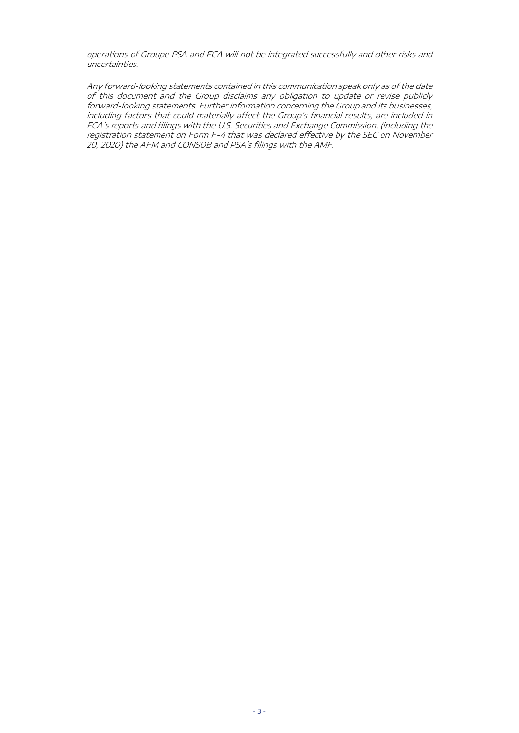*operations of Groupe PSA and FCA will not be integrated successfully and other risks and uncertainties.*

*Any forward-looking statements contained in this communication speak only as of the date of this document and the Group disclaims any obligation to update or revise publicly forward-looking statements. Further information concerning the Group and its businesses, including factors that could materially affect the Group's financial results, are included in FCA's reports and filings with the U.S. Securities and Exchange Commission, (including the registration statement on Form F-4 that was declared effective by the SEC on November 20, 2020) the AFM and CONSOB and PSA's filings with the AMF.*